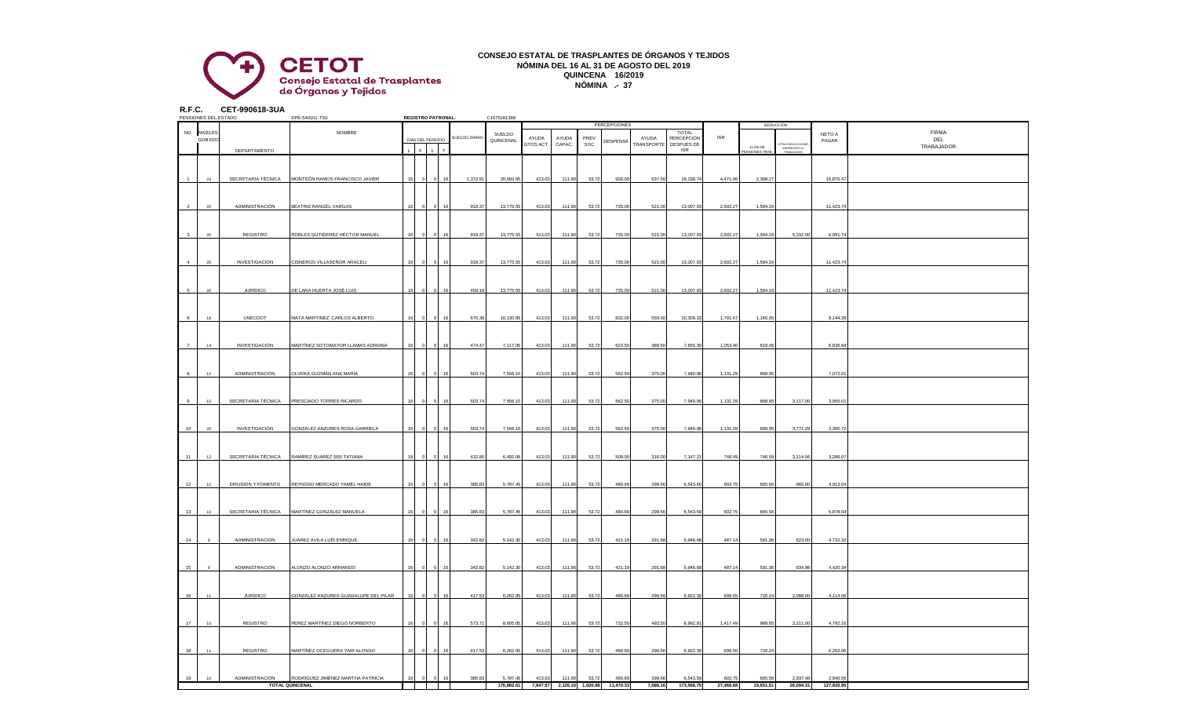# CONSEJO ESTATAL DE TRASPLANTES DE ÓRGANOS Y TEJIDOS

**NÓMINA DEL 16 AL 31 DE AGOSTO DEL 2019**
**QUINCENA 16/2019**
**NÓMINA .- 37**

**R.F.C. CET-990618-3UA**

PENSIONES DEL ESTADO DPE-540101-TS0 **REGISTRO PATRONAL:** C1675161388

| NO. | NIVELES GOB EDO | DEPARTAMENTO | NOMBRE | DÍAS DEL PERIODO L | F | L | T | SUELDO DIARIO | SUELDO QUINCENAL | PERCEPCIONES AYUDA GTOS ACT. | AYUDA CAPAC. | PREV SOC | DESPENSA | AYUDA TRANSPORTE | TOTAL PERCEPCIÓN DESPUES DE ISR | ISR | DEDUCCIÓN 11.5% DE PENSIONES TRAB. | OTRAS DEDUCCIONES INHERENTES AL TRABAJADOR | NETO A PAGAR | FIRMA DEL TRABAJADOR |
|---|---|---|---|---|---|---|---|---|---|---|---|---|---|---|---|---|---|---|---|---|
| 1 | 24 | SECRETARIA TÉCNICA | MONTEÓN RAMOS FRANCISCO JAVIER | 16 | 0 | 0 | 16 | 1,372.91 | 20,593.65 | 413.03 | 111.90 | 53.72 | 900.00 | 637.50 | 18,238.74 | 4,471.06 | 2,368.27 | | 15,870.47 | |
| 2 | 20 | ADMINISTRACIÓN | BEATRIZ RANGEL VARGAS | 16 | 0 | 0 | 16 | 918.37 | 13,775.55 | 413.03 | 111.90 | 53.72 | 735.00 | 521.00 | 13,007.93 | 2,602.27 | 1,584.19 | | 11,423.74 | |
| 3 | 20 | REGISTRO | ROBLES GUTIÉRREZ HÉCTOR MANUEL | 16 | 0 | 0 | 16 | 918.37 | 13,775.55 | 413.03 | 111.90 | 53.72 | 735.00 | 521.00 | 13,007.93 | 2,602.27 | 1,584.19 | 5,332.00 | 6,091.74 | |
| 4 | 20 | INVESTIGACIÓN | CISNEROS VILLASEÑOR ARACELI | 16 | 0 | 0 | 16 | 918.37 | 13,775.55 | 413.03 | 111.90 | 53.72 | 735.00 | 521.00 | 13,007.93 | 2,602.27 | 1,584.19 | | 11,423.74 | |
| 5 | 20 | JURÍDICO | DE LARA HUERTA JOSÉ LUIS | 16 | 0 | 0 | 16 | 459.18 | 13,775.55 | 413.03 | 111.90 | 53.72 | 735.00 | 521.00 | 13,007.93 | 2,602.27 | 1,584.19 | | 11,423.74 | |
| 6 | 18 | UNECDOT | MATA MARTINEZ CARLOS ALBERTO | 16 | 0 | 0 | 16 | 675.39 | 10,130.85 | 413.03 | 111.90 | 53.72 | 832.00 | 559.50 | 10,309.33 | 1,791.67 | 1,165.05 | | 9,144.28 | |
| 7 | 14 | INVESTIGACIÓN | MARTÍNEZ SOTOMAYOR LLAMAS ADRIANA | 16 | 0 | 0 | 16 | 474.47 | 7,117.05 | 413.03 | 111.90 | 53.72 | 623.50 | 389.50 | 7,655.30 | 1,053.40 | 818.46 | | 6,836.84 | |
| 8 | 15 | ADMINISTRACIÓN | OLVERA GUZMÁN ANA MARÍA | 16 | 0 | 0 | 16 | 503.74 | 7,556.10 | 413.03 | 111.90 | 53.72 | 562.50 | 375.00 | 7,940.96 | 1,131.29 | 868.95 | | 7,072.01 | |
| 9 | 15 | SECRETARIA TÉCNICA | PRESCIADO TORRES RICARDO | 16 | 0 | 0 | 16 | 503.74 | 7,556.10 | 413.03 | 111.90 | 53.72 | 562.50 | 375.00 | 7,940.96 | 1,131.29 | 868.95 | 3,117.00 | 3,955.01 | |
| 10 | 20 | INVESTIGACIÓN | GONZÁLEZ ANZURES ROSA GABRIELA | 16 | 0 | 0 | 16 | 503.74 | 7,556.10 | 413.03 | 111.90 | 53.72 | 562.50 | 375.00 | 7,940.96 | 1,131.29 | 868.95 | 3,771.29 | 3,300.72 | |
| 11 | 12 | SECRETARIA TÉCNICA | RAMÍREZ SUÁREZ SISI TATIANA | 16 | 0 | 0 | 16 | 432.80 | 6,492.06 | 413.03 | 111.90 | 53.72 | 509.00 | 316.00 | 7,147.21 | 748.49 | 746.59 | 3,114.56 | 3,286.07 | |
| 12 | 10 | DIFUSIÓN Y FOMENTO | REYNOSO MERCADO YAMEL HAIDE | 16 | 0 | 0 | 16 | 385.83 | 5,787.45 | 413.03 | 111.90 | 53.72 | 480.69 | 299.56 | 6,543.60 | 602.75 | 665.56 | 965.00 | 4,913.04 | |
| 13 | 10 | SECRETARIA TÉCNICA | MARTÍNEZ GONZÁLEZ MANUELA | 16 | 0 | 0 | 16 | 385.83 | 5,787.45 | 413.03 | 111.90 | 53.72 | 480.69 | 299.56 | 6,543.59 | 602.75 | 665.56 | | 5,878.04 | |
| 14 | 9 | ADMINISTRACIÓN | JUÁREZ ÁVILA LUÍS ENRIQUE | 16 | 0 | 0 | 16 | 342.82 | 5,142.30 | 413.03 | 111.90 | 53.72 | 421.19 | 291.68 | 5,946.68 | 487.14 | 591.36 | 623.00 | 4,732.32 | |
| 15 | 9 | ADMINISTRACIÓN | ALONZO ALONZO ARMANDO | 16 | 0 | 0 | 16 | 342.82 | 5,142.30 | 413.03 | 111.90 | 53.72 | 421.19 | 291.68 | 5,946.68 | 487.14 | 591.36 | 934.98 | 4,420.34 | |
| 16 | 11 | JURÍDICO | GONZÁLEZ ANZURES GUADALUPE DEL PILAR | 16 | 0 | 0 | 16 | 417.53 | 6,262.95 | 413.03 | 111.90 | 53.72 | 480.69 | 299.56 | 6,922.30 | 699.55 | 720.24 | 2,088.00 | 4,114.06 | |
| 17 | 16 | REGISTRO | PEREZ MARTÍNEZ DIEGO NORBERTO | 16 | 0 | 0 | 16 | 573.71 | 8,605.65 | 413.03 | 111.90 | 53.72 | 732.50 | 493.50 | 8,992.81 | 1,417.49 | 989.65 | 3,211.00 | 4,792.16 | |
| 18 | 11 | REGISTRO | MARTÍNEZ OCEGUERA YAIR ALONSO | 16 | 0 | 0 | 16 | 417.53 | 6,262.95 | 413.03 | 111.90 | 53.72 | 480.69 | 299.56 | 6,922.30 | 699.55 | 720.24 | | 6,202.06 | |
| 19 | 10 | ADMINISTRACIÓN | RODRÍGUEZ JIMÉNEZ MARTHA PATRICIA | 16 | 0 | 0 | 16 | 385.83 | 5,787.45 | 413.03 | 111.90 | 53.72 | 480.69 | 299.56 | 6,543.59 | 602.75 | 665.56 | 2,937.48 | 2,940.56 | |
| | | TOTAL QUINCENAL | | | | | | | 170,882.61 | 7,847.57 | 2,126.10 | 1,020.68 | 11,470.33 | 7,686.16 | 173,566.75 | 27,466.68 | 19,651.51 | 26,094.31 | 127,820.95 | |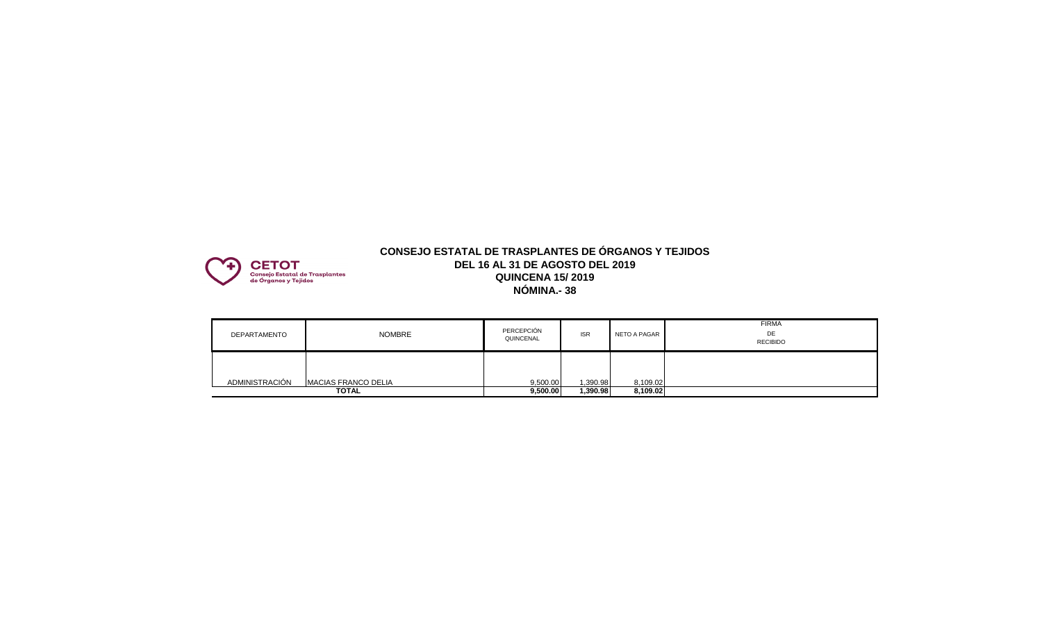CETOT
Consejo Estatal de Trasplantes de Órganos y Tejidos

**CONSEJO ESTATAL DE TRASPLANTES DE ÓRGANOS Y TEJIDOS**
**DEL 16 AL 31 DE AGOSTO DEL 2019**
**QUINCENA 15/ 2019**
**NÓMINA.- 38**

| DEPARTAMENTO | NOMBRE | PERCEPCIÓN QUINCENAL | ISR | NETO A PAGAR | FIRMA DE RECIBIDO |
|---|---|---|---|---|---|
| ADMINISTRACIÓN | MACIAS FRANCO DELIA | 9,500.00 | 1,390.98 | 8,109.02 | |
| **TOTAL** | | **9,500.00** | **1,390.98** | **8,109.02** | |